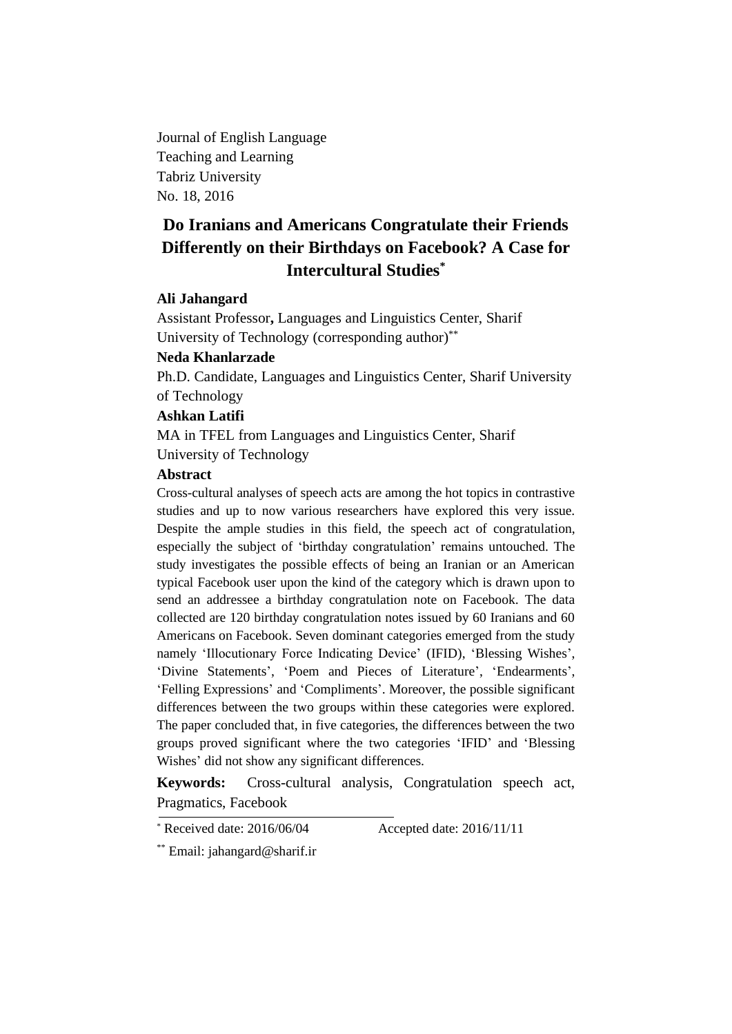Journal of English Language
Teaching and Learning
Tabriz University
No. 18, 2016

# Do Iranians and Americans Congratulate their Friends Differently on their Birthdays on Facebook? A Case for Intercultural Studies*

**Ali Jahangard**

Assistant Professor**,** Languages and Linguistics Center, Sharif University of Technology (corresponding author)**

**Neda Khanlarzade**

Ph.D. Candidate, Languages and Linguistics Center, Sharif University of Technology

**Ashkan Latifi**

MA in TFEL from Languages and Linguistics Center, Sharif University of Technology

**Abstract**

Cross-cultural analyses of speech acts are among the hot topics in contrastive studies and up to now various researchers have explored this very issue. Despite the ample studies in this field, the speech act of congratulation, especially the subject of 'birthday congratulation' remains untouched. The study investigates the possible effects of being an Iranian or an American typical Facebook user upon the kind of the category which is drawn upon to send an addressee a birthday congratulation note on Facebook. The data collected are 120 birthday congratulation notes issued by 60 Iranians and 60 Americans on Facebook. Seven dominant categories emerged from the study namely 'Illocutionary Force Indicating Device' (IFID), 'Blessing Wishes', 'Divine Statements', 'Poem and Pieces of Literature', 'Endearments', 'Felling Expressions' and 'Compliments'. Moreover, the possible significant differences between the two groups within these categories were explored. The paper concluded that, in five categories, the differences between the two groups proved significant where the two categories 'IFID' and 'Blessing Wishes' did not show any significant differences.

**Keywords:** Cross-cultural analysis, Congratulation speech act, Pragmatics, Facebook

---

* Received date: 2016/06/04 Accepted date: 2016/11/11

** Email: jahangard@sharif.ir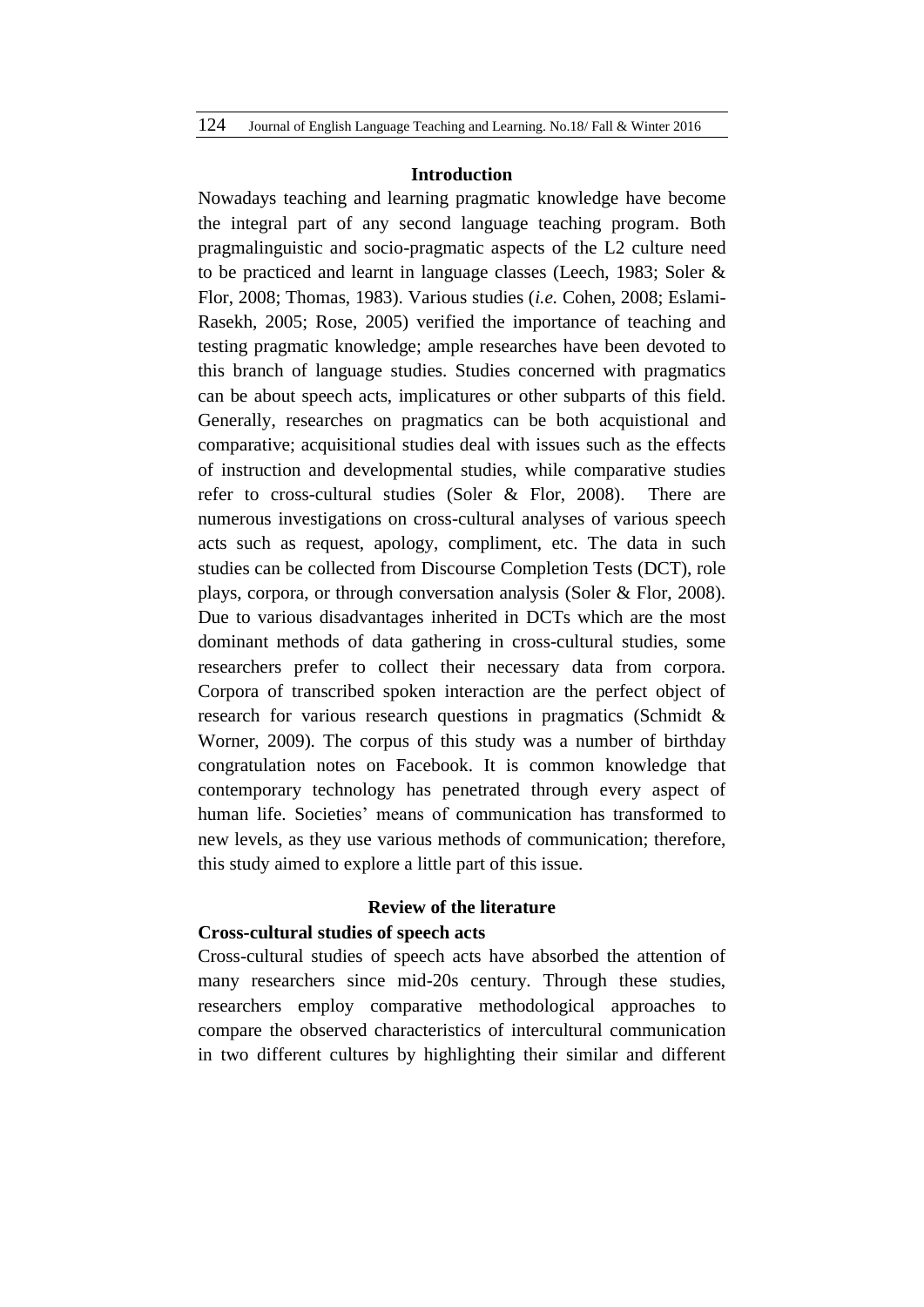## Introduction

Nowadays teaching and learning pragmatic knowledge have become the integral part of any second language teaching program. Both pragmalinguistic and socio-pragmatic aspects of the L2 culture need to be practiced and learnt in language classes (Leech, 1983; Soler & Flor, 2008; Thomas, 1983). Various studies (*i.e.* Cohen, 2008; Eslami-Rasekh, 2005; Rose, 2005) verified the importance of teaching and testing pragmatic knowledge; ample researches have been devoted to this branch of language studies. Studies concerned with pragmatics can be about speech acts, implicatures or other subparts of this field. Generally, researches on pragmatics can be both acquistional and comparative; acquisitional studies deal with issues such as the effects of instruction and developmental studies, while comparative studies refer to cross-cultural studies (Soler & Flor, 2008). There are numerous investigations on cross-cultural analyses of various speech acts such as request, apology, compliment, etc. The data in such studies can be collected from Discourse Completion Tests (DCT), role plays, corpora, or through conversation analysis (Soler & Flor, 2008). Due to various disadvantages inherited in DCTs which are the most dominant methods of data gathering in cross-cultural studies, some researchers prefer to collect their necessary data from corpora. Corpora of transcribed spoken interaction are the perfect object of research for various research questions in pragmatics (Schmidt & Worner, 2009). The corpus of this study was a number of birthday congratulation notes on Facebook. It is common knowledge that contemporary technology has penetrated through every aspect of human life. Societies' means of communication has transformed to new levels, as they use various methods of communication; therefore, this study aimed to explore a little part of this issue.

## Review of the literature

### Cross-cultural studies of speech acts

Cross-cultural studies of speech acts have absorbed the attention of many researchers since mid-20s century. Through these studies, researchers employ comparative methodological approaches to compare the observed characteristics of intercultural communication in two different cultures by highlighting their similar and different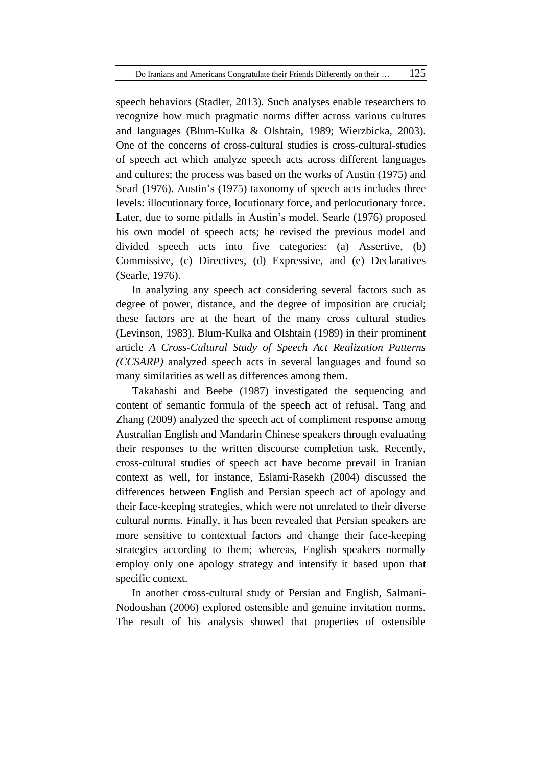speech behaviors (Stadler, 2013). Such analyses enable researchers to recognize how much pragmatic norms differ across various cultures and languages (Blum-Kulka & Olshtain, 1989; Wierzbicka, 2003). One of the concerns of cross-cultural studies is cross-cultural-studies of speech act which analyze speech acts across different languages and cultures; the process was based on the works of Austin (1975) and Searl (1976). Austin's (1975) taxonomy of speech acts includes three levels: illocutionary force, locutionary force, and perlocutionary force. Later, due to some pitfalls in Austin's model, Searle (1976) proposed his own model of speech acts; he revised the previous model and divided speech acts into five categories: (a) Assertive, (b) Commissive, (c) Directives, (d) Expressive, and (e) Declaratives (Searle, 1976).

In analyzing any speech act considering several factors such as degree of power, distance, and the degree of imposition are crucial; these factors are at the heart of the many cross cultural studies (Levinson, 1983). Blum-Kulka and Olshtain (1989) in their prominent article *A Cross-Cultural Study of Speech Act Realization Patterns (CCSARP)* analyzed speech acts in several languages and found so many similarities as well as differences among them.

Takahashi and Beebe (1987) investigated the sequencing and content of semantic formula of the speech act of refusal. Tang and Zhang (2009) analyzed the speech act of compliment response among Australian English and Mandarin Chinese speakers through evaluating their responses to the written discourse completion task. Recently, cross-cultural studies of speech act have become prevail in Iranian context as well, for instance, Eslami-Rasekh (2004) discussed the differences between English and Persian speech act of apology and their face-keeping strategies, which were not unrelated to their diverse cultural norms. Finally, it has been revealed that Persian speakers are more sensitive to contextual factors and change their face-keeping strategies according to them; whereas, English speakers normally employ only one apology strategy and intensify it based upon that specific context.

In another cross-cultural study of Persian and English, Salmani-Nodoushan (2006) explored ostensible and genuine invitation norms. The result of his analysis showed that properties of ostensible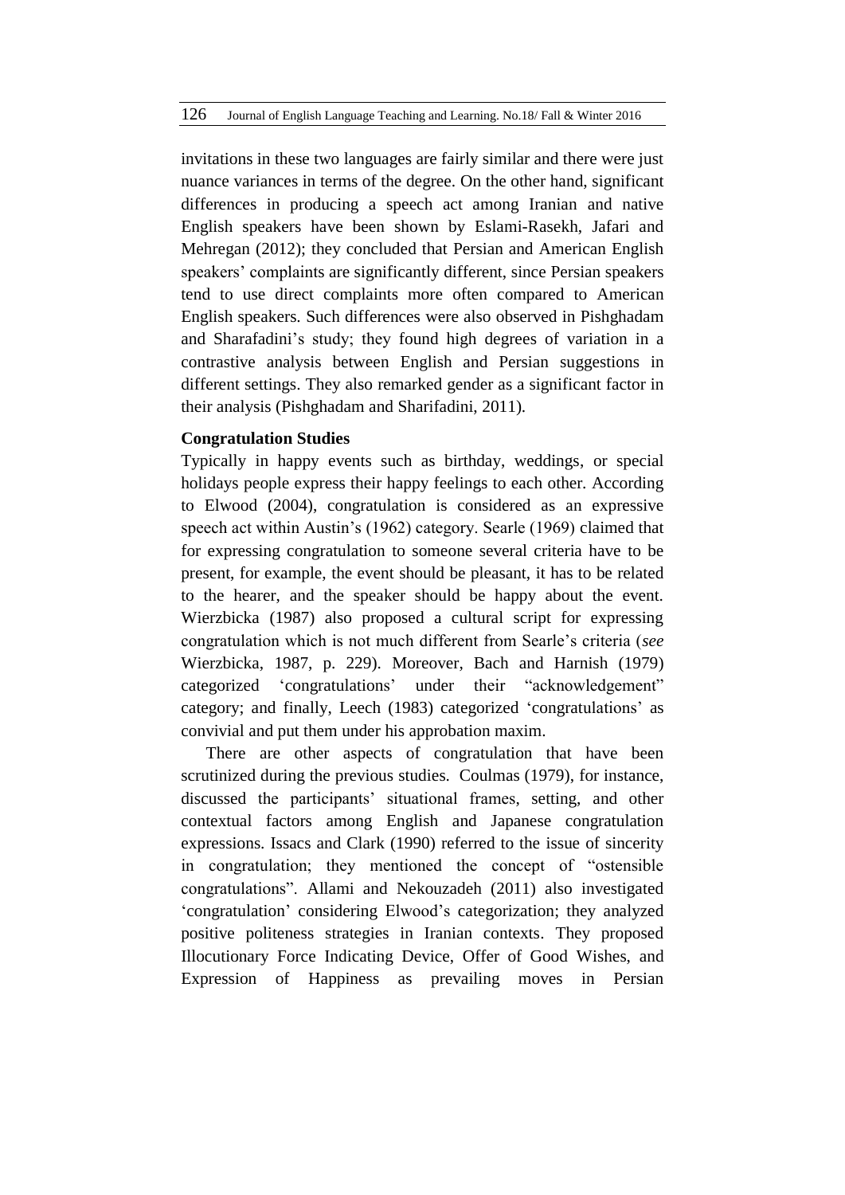invitations in these two languages are fairly similar and there were just nuance variances in terms of the degree. On the other hand, significant differences in producing a speech act among Iranian and native English speakers have been shown by Eslami-Rasekh, Jafari and Mehregan (2012); they concluded that Persian and American English speakers' complaints are significantly different, since Persian speakers tend to use direct complaints more often compared to American English speakers. Such differences were also observed in Pishghadam and Sharafadini's study; they found high degrees of variation in a contrastive analysis between English and Persian suggestions in different settings. They also remarked gender as a significant factor in their analysis (Pishghadam and Sharifadini, 2011).

**Congratulation Studies**

Typically in happy events such as birthday, weddings, or special holidays people express their happy feelings to each other. According to Elwood (2004), congratulation is considered as an expressive speech act within Austin's (1962) category. Searle (1969) claimed that for expressing congratulation to someone several criteria have to be present, for example, the event should be pleasant, it has to be related to the hearer, and the speaker should be happy about the event. Wierzbicka (1987) also proposed a cultural script for expressing congratulation which is not much different from Searle's criteria (*see* Wierzbicka, 1987, p. 229). Moreover, Bach and Harnish (1979) categorized 'congratulations' under their "acknowledgement" category; and finally, Leech (1983) categorized 'congratulations' as convivial and put them under his approbation maxim.

There are other aspects of congratulation that have been scrutinized during the previous studies. Coulmas (1979), for instance, discussed the participants' situational frames, setting, and other contextual factors among English and Japanese congratulation expressions. Issacs and Clark (1990) referred to the issue of sincerity in congratulation; they mentioned the concept of "ostensible congratulations". Allami and Nekouzadeh (2011) also investigated 'congratulation' considering Elwood's categorization; they analyzed positive politeness strategies in Iranian contexts. They proposed Illocutionary Force Indicating Device, Offer of Good Wishes, and Expression of Happiness as prevailing moves in Persian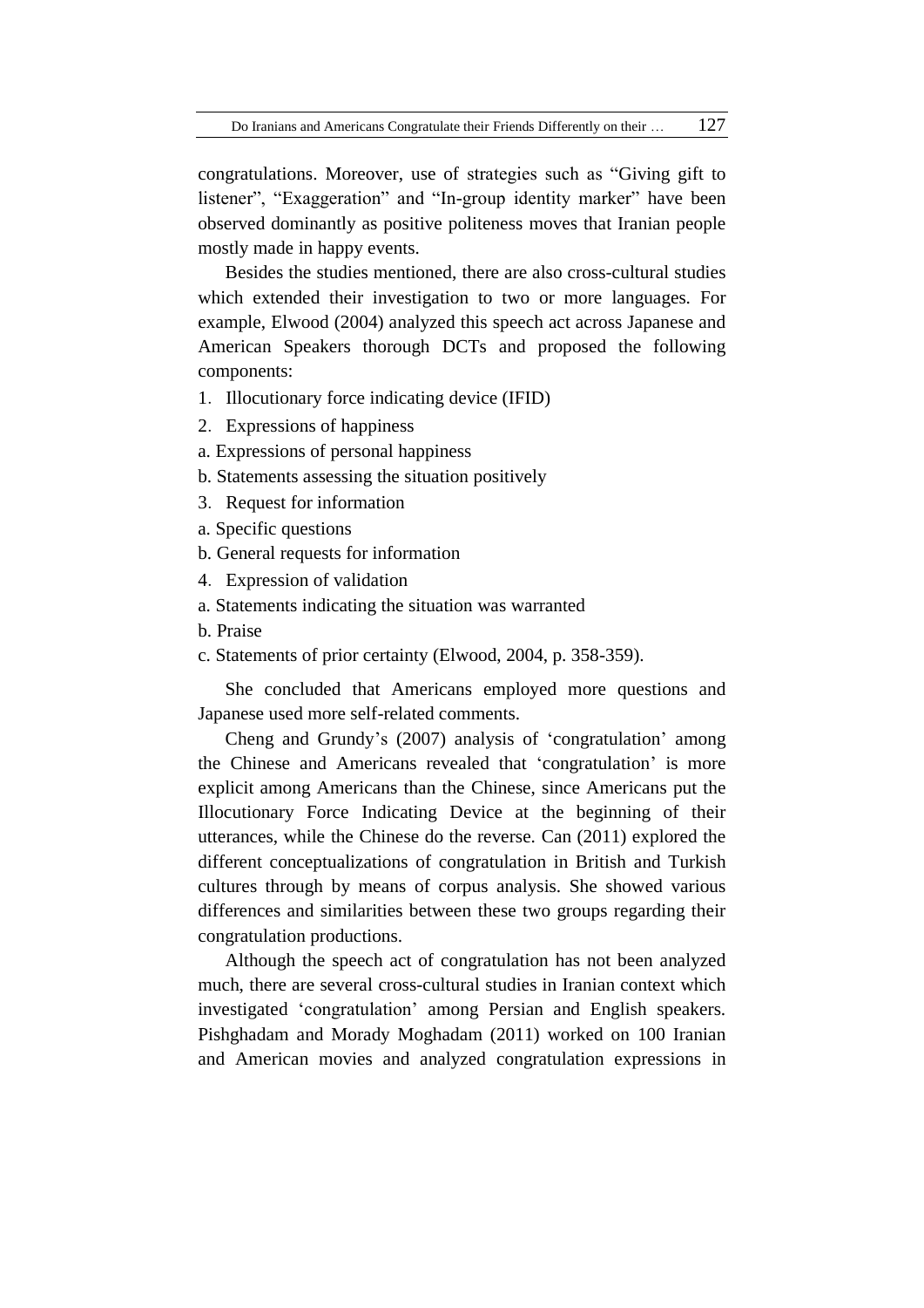congratulations. Moreover, use of strategies such as “Giving gift to listener”, “Exaggeration” and “In-group identity marker” have been observed dominantly as positive politeness moves that Iranian people mostly made in happy events.

Besides the studies mentioned, there are also cross-cultural studies which extended their investigation to two or more languages. For example, Elwood (2004) analyzed this speech act across Japanese and American Speakers thorough DCTs and proposed the following components:

1. Illocutionary force indicating device (IFID)
2. Expressions of happiness

a. Expressions of personal happiness

b. Statements assessing the situation positively

3. Request for information

a. Specific questions

b. General requests for information

4. Expression of validation

a. Statements indicating the situation was warranted

b. Praise

c. Statements of prior certainty (Elwood, 2004, p. 358-359).

She concluded that Americans employed more questions and Japanese used more self-related comments.

Cheng and Grundy’s (2007) analysis of ‘congratulation’ among the Chinese and Americans revealed that ‘congratulation’ is more explicit among Americans than the Chinese, since Americans put the Illocutionary Force Indicating Device at the beginning of their utterances, while the Chinese do the reverse. Can (2011) explored the different conceptualizations of congratulation in British and Turkish cultures through by means of corpus analysis. She showed various differences and similarities between these two groups regarding their congratulation productions.

Although the speech act of congratulation has not been analyzed much, there are several cross-cultural studies in Iranian context which investigated ‘congratulation’ among Persian and English speakers. Pishghadam and Morady Moghadam (2011) worked on 100 Iranian and American movies and analyzed congratulation expressions in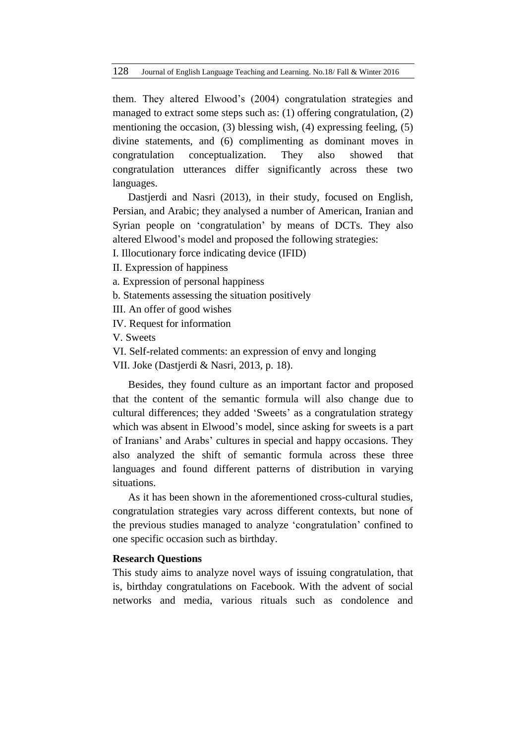them. They altered Elwood's (2004) congratulation strategies and managed to extract some steps such as: (1) offering congratulation, (2) mentioning the occasion, (3) blessing wish, (4) expressing feeling, (5) divine statements, and (6) complimenting as dominant moves in congratulation conceptualization. They also showed that congratulation utterances differ significantly across these two languages.

Dastjerdi and Nasri (2013), in their study, focused on English, Persian, and Arabic; they analysed a number of American, Iranian and Syrian people on 'congratulation' by means of DCTs. They also altered Elwood's model and proposed the following strategies:

I. Illocutionary force indicating device (IFID)

II. Expression of happiness

a. Expression of personal happiness

b. Statements assessing the situation positively

III. An offer of good wishes

IV. Request for information

V. Sweets

VI. Self-related comments: an expression of envy and longing

VII. Joke (Dastjerdi & Nasri, 2013, p. 18).

Besides, they found culture as an important factor and proposed that the content of the semantic formula will also change due to cultural differences; they added 'Sweets' as a congratulation strategy which was absent in Elwood's model, since asking for sweets is a part of Iranians' and Arabs' cultures in special and happy occasions. They also analyzed the shift of semantic formula across these three languages and found different patterns of distribution in varying situations.

As it has been shown in the aforementioned cross-cultural studies, congratulation strategies vary across different contexts, but none of the previous studies managed to analyze 'congratulation' confined to one specific occasion such as birthday.

**Research Questions**

This study aims to analyze novel ways of issuing congratulation, that is, birthday congratulations on Facebook. With the advent of social networks and media, various rituals such as condolence and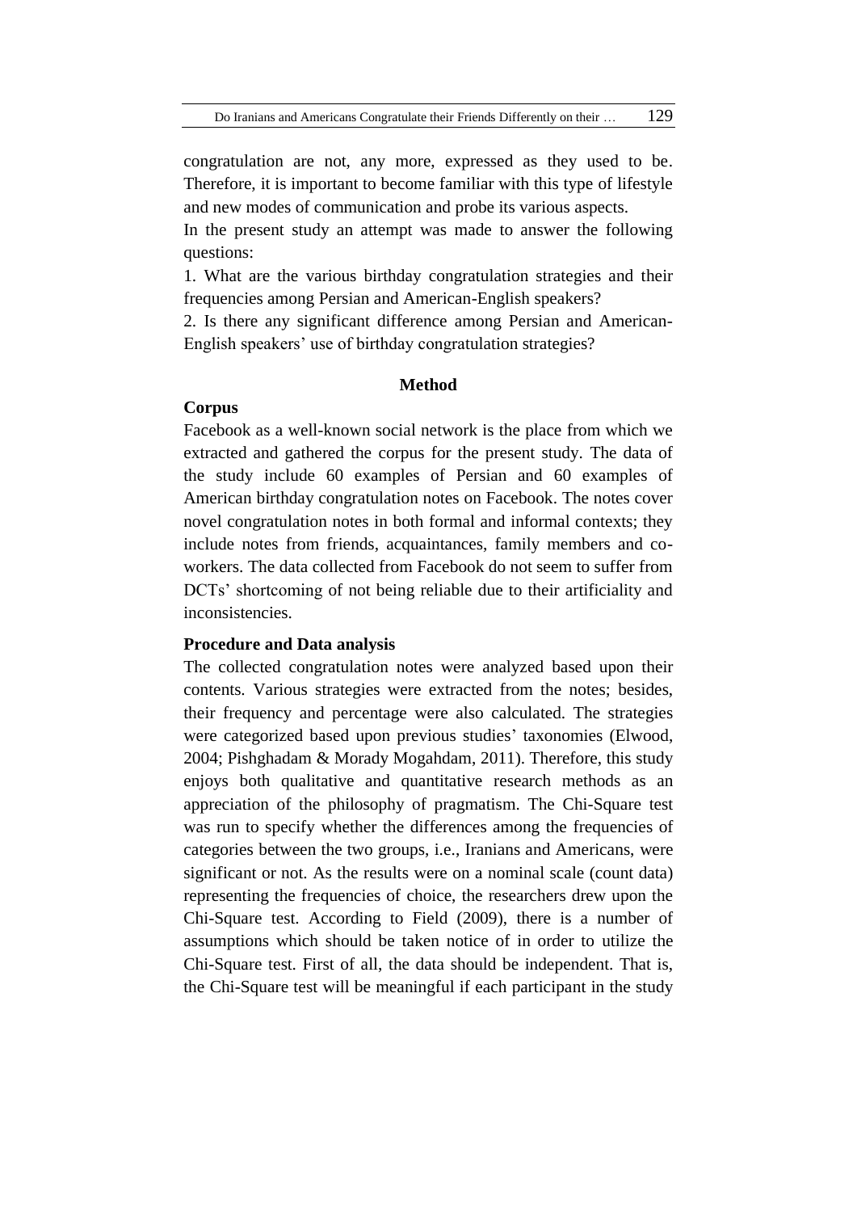congratulation are not, any more, expressed as they used to be. Therefore, it is important to become familiar with this type of lifestyle and new modes of communication and probe its various aspects.

In the present study an attempt was made to answer the following questions:

1. What are the various birthday congratulation strategies and their frequencies among Persian and American-English speakers?
2. Is there any significant difference among Persian and American-English speakers' use of birthday congratulation strategies?

## Method

### Corpus

Facebook as a well-known social network is the place from which we extracted and gathered the corpus for the present study. The data of the study include 60 examples of Persian and 60 examples of American birthday congratulation notes on Facebook. The notes cover novel congratulation notes in both formal and informal contexts; they include notes from friends, acquaintances, family members and co-workers. The data collected from Facebook do not seem to suffer from DCTs' shortcoming of not being reliable due to their artificiality and inconsistencies.

### Procedure and Data analysis

The collected congratulation notes were analyzed based upon their contents. Various strategies were extracted from the notes; besides, their frequency and percentage were also calculated. The strategies were categorized based upon previous studies' taxonomies (Elwood, 2004; Pishghadam & Morady Mogahdam, 2011). Therefore, this study enjoys both qualitative and quantitative research methods as an appreciation of the philosophy of pragmatism. The Chi-Square test was run to specify whether the differences among the frequencies of categories between the two groups, i.e., Iranians and Americans, were significant or not. As the results were on a nominal scale (count data) representing the frequencies of choice, the researchers drew upon the Chi-Square test. According to Field (2009), there is a number of assumptions which should be taken notice of in order to utilize the Chi-Square test. First of all, the data should be independent. That is, the Chi-Square test will be meaningful if each participant in the study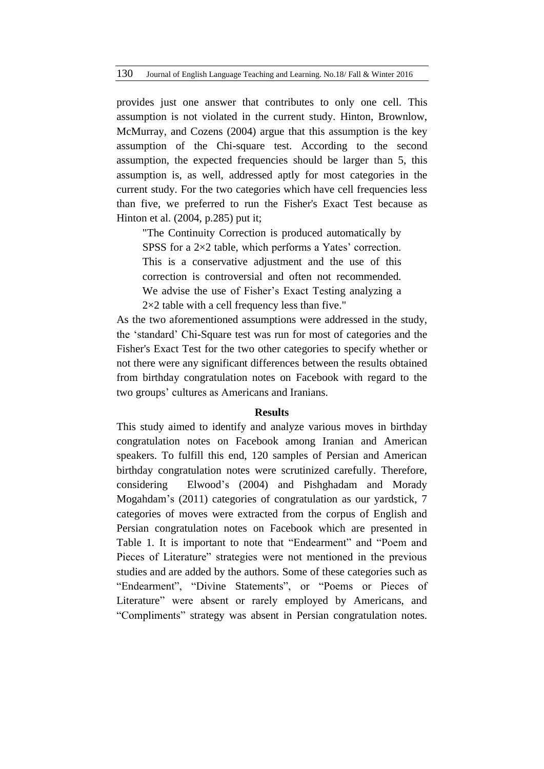provides just one answer that contributes to only one cell. This assumption is not violated in the current study. Hinton, Brownlow, McMurray, and Cozens (2004) argue that this assumption is the key assumption of the Chi-square test. According to the second assumption, the expected frequencies should be larger than 5, this assumption is, as well, addressed aptly for most categories in the current study. For the two categories which have cell frequencies less than five, we preferred to run the Fisher's Exact Test because as Hinton et al. (2004, p.285) put it;

> "The Continuity Correction is produced automatically by SPSS for a 2×2 table, which performs a Yates' correction. This is a conservative adjustment and the use of this correction is controversial and often not recommended. We advise the use of Fisher's Exact Testing analyzing a 2×2 table with a cell frequency less than five."

As the two aforementioned assumptions were addressed in the study, the 'standard' Chi-Square test was run for most of categories and the Fisher's Exact Test for the two other categories to specify whether or not there were any significant differences between the results obtained from birthday congratulation notes on Facebook with regard to the two groups' cultures as Americans and Iranians.

## Results

This study aimed to identify and analyze various moves in birthday congratulation notes on Facebook among Iranian and American speakers. To fulfill this end, 120 samples of Persian and American birthday congratulation notes were scrutinized carefully. Therefore, considering Elwood's (2004) and Pishghadam and Morady Mogahdam's (2011) categories of congratulation as our yardstick, 7 categories of moves were extracted from the corpus of English and Persian congratulation notes on Facebook which are presented in Table 1. It is important to note that "Endearment" and "Poem and Pieces of Literature" strategies were not mentioned in the previous studies and are added by the authors. Some of these categories such as "Endearment", "Divine Statements", or "Poems or Pieces of Literature" were absent or rarely employed by Americans, and "Compliments" strategy was absent in Persian congratulation notes.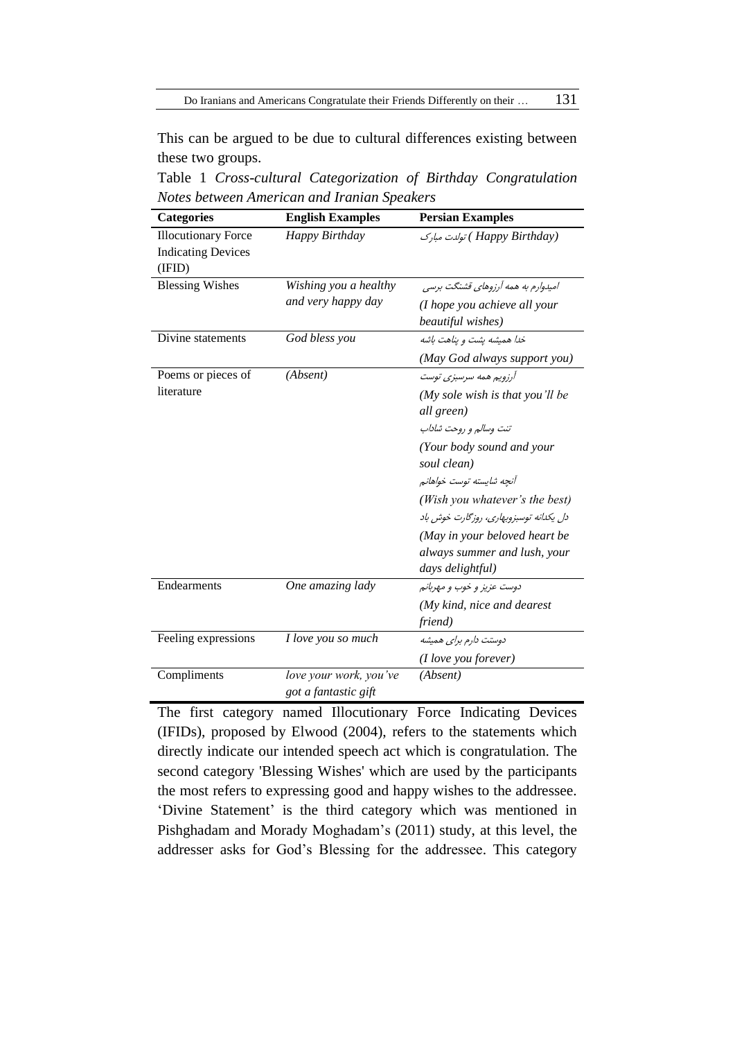This can be argued to be due to cultural differences existing between these two groups.

Table 1 *Cross-cultural Categorization of Birthday Congratulation Notes between American and Iranian Speakers*

| Categories | English Examples | Persian Examples |
|---|---|---|
| Illocutionary Force Indicating Devices (IFID) | *Happy Birthday* | تولدت مبارک *(Happy Birthday)* |
| Blessing Wishes | *Wishing you a healthy and very happy day* | امیدوارم به همه آرزوهای قشنگت برسی *(I hope you achieve all your beautiful wishes)* |
| Divine statements | *God bless you* | خدا همیشه پشت و پناهت باشه *(May God always support you)* |
| Poems or pieces of literature | *(Absent)* | آرزویم همه سرسبزی توست *(My sole wish is that you'll be all green)* تنت وسالم و روحت شاداب *(Your body sound and your soul clean)* آنچه شایسته توست خواهانم *(Wish you whatever's the best)* دل یکدانه توسبزوبهاری، روزگارت خوش باد *(May in your beloved heart be always summer and lush, your days delightful)* |
| Endearments | *One amazing lady* | دوست عزیز و خوب و مهربانم *(My kind, nice and dearest friend)* |
| Feeling expressions | *I love you so much* | دوستت دارم برای همیشه *(I love you forever)* |
| Compliments | *love your work, you've got a fantastic gift* | *(Absent)* |

The first category named Illocutionary Force Indicating Devices (IFIDs), proposed by Elwood (2004), refers to the statements which directly indicate our intended speech act which is congratulation. The second category 'Blessing Wishes' which are used by the participants the most refers to expressing good and happy wishes to the addressee. 'Divine Statement' is the third category which was mentioned in Pishghadam and Morady Moghadam's (2011) study, at this level, the addresser asks for God's Blessing for the addressee. This category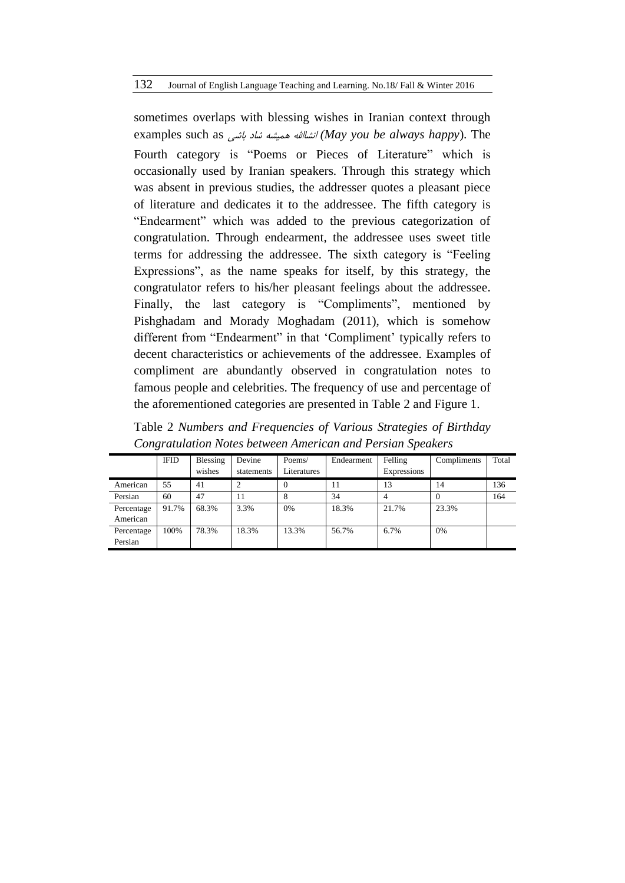sometimes overlaps with blessing wishes in Iranian context through examples such as انشالله همیشه شاد باشی *(May you be always happy*). The Fourth category is "Poems or Pieces of Literature" which is occasionally used by Iranian speakers. Through this strategy which was absent in previous studies, the addresser quotes a pleasant piece of literature and dedicates it to the addressee. The fifth category is "Endearment" which was added to the previous categorization of congratulation. Through endearment, the addressee uses sweet title terms for addressing the addressee. The sixth category is "Feeling Expressions", as the name speaks for itself, by this strategy, the congratulator refers to his/her pleasant feelings about the addressee. Finally, the last category is "Compliments", mentioned by Pishghadam and Morady Moghadam (2011), which is somehow different from "Endearment" in that 'Compliment' typically refers to decent characteristics or achievements of the addressee. Examples of compliment are abundantly observed in congratulation notes to famous people and celebrities. The frequency of use and percentage of the aforementioned categories are presented in Table 2 and Figure 1.

Table 2 *Numbers and Frequencies of Various Strategies of Birthday Congratulation Notes between American and Persian Speakers*

| | IFID | Blessing wishes | Devine statements | Poems/ Literatures | Endearment | Felling Expressions | Compliments | Total |
|---|---|---|---|---|---|---|---|---|
| American | 55 | 41 | 2 | 0 | 11 | 13 | 14 | 136 |
| Persian | 60 | 47 | 11 | 8 | 34 | 4 | 0 | 164 |
| Percentage American | 91.7% | 68.3% | 3.3% | 0% | 18.3% | 21.7% | 23.3% | |
| Percentage Persian | 100% | 78.3% | 18.3% | 13.3% | 56.7% | 6.7% | 0% | |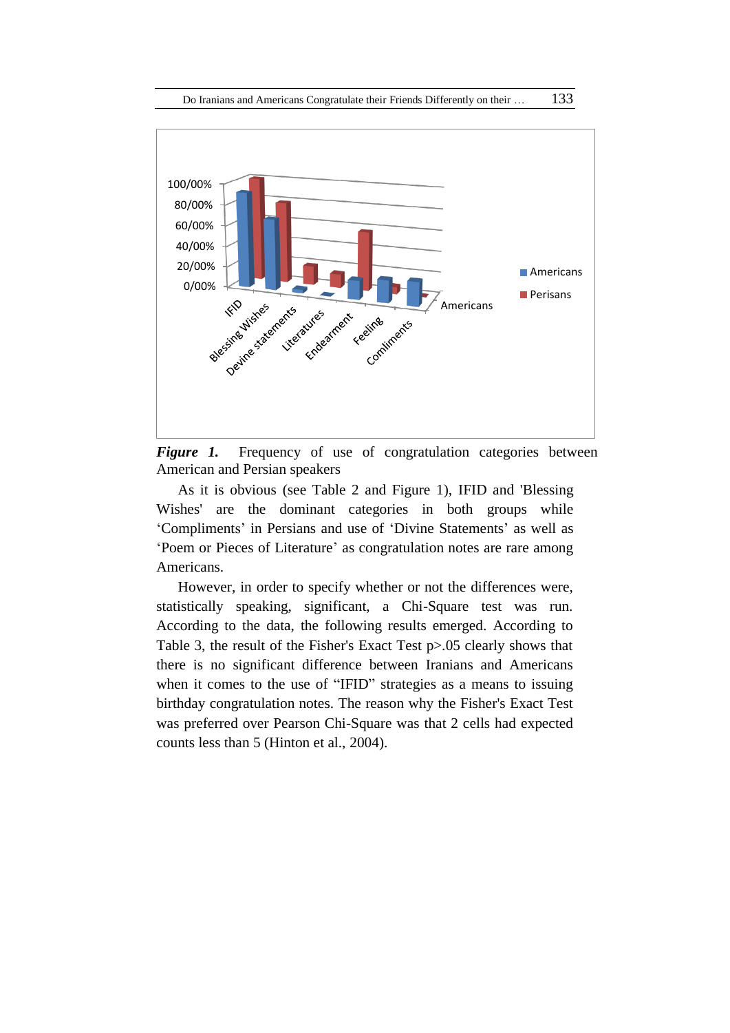***Figure 1.*** Frequency of use of congratulation categories between American and Persian speakers

As it is obvious (see Table 2 and Figure 1), IFID and 'Blessing Wishes' are the dominant categories in both groups while 'Compliments' in Persians and use of 'Divine Statements' as well as 'Poem or Pieces of Literature' as congratulation notes are rare among Americans.

However, in order to specify whether or not the differences were, statistically speaking, significant, a Chi-Square test was run. According to the data, the following results emerged. According to Table 3, the result of the Fisher's Exact Test p>.05 clearly shows that there is no significant difference between Iranians and Americans when it comes to the use of "IFID" strategies as a means to issuing birthday congratulation notes. The reason why the Fisher's Exact Test was preferred over Pearson Chi-Square was that 2 cells had expected counts less than 5 (Hinton et al., 2004).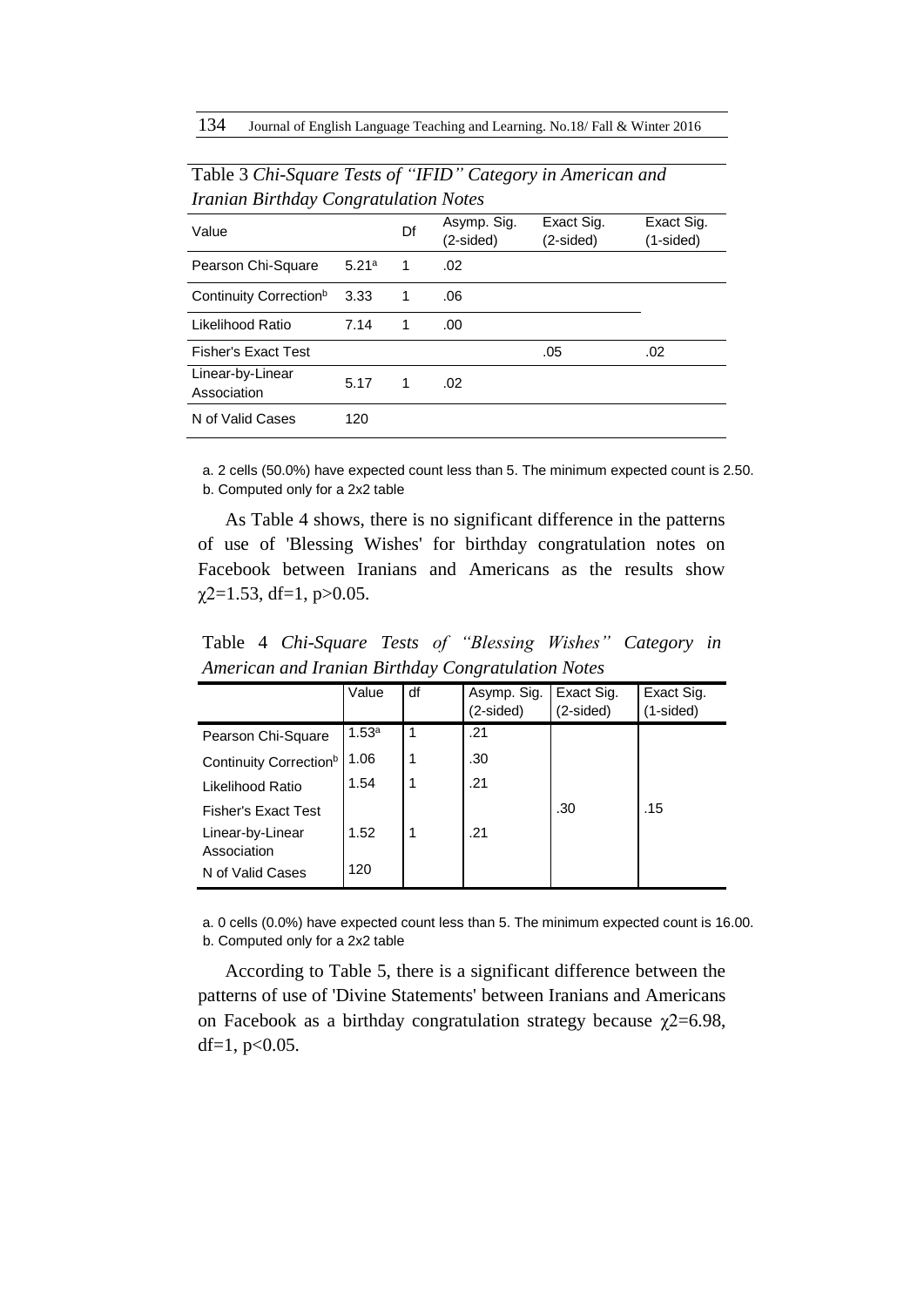Table 3 *Chi-Square Tests of "IFID" Category in American and Iranian Birthday Congratulation Notes*

| Value | | Df | Asymp. Sig. (2-sided) | Exact Sig. (2-sided) | Exact Sig. (1-sided) |
|---|---|---|---|---|---|
| Pearson Chi-Square | 5.21[a] | 1 | .02 | | |
| Continuity Correction[b] | 3.33 | 1 | .06 | | |
| Likelihood Ratio | 7.14 | 1 | .00 | | |
| Fisher's Exact Test | | | | .05 | .02 |
| Linear-by-Linear Association | 5.17 | 1 | .02 | | |
| N of Valid Cases | 120 | | | | |

a. 2 cells (50.0%) have expected count less than 5. The minimum expected count is 2.50.
b. Computed only for a 2x2 table

As Table 4 shows, there is no significant difference in the patterns of use of 'Blessing Wishes' for birthday congratulation notes on Facebook between Iranians and Americans as the results show $\chi 2=1.53$, df=1, $p>0.05$.

Table 4 *Chi-Square Tests of "Blessing Wishes" Category in American and Iranian Birthday Congratulation Notes*

| | Value | df | Asymp. Sig. (2-sided) | Exact Sig. (2-sided) | Exact Sig. (1-sided) |
|---|---|---|---|---|---|
| Pearson Chi-Square | 1.53[a] | 1 | .21 | | |
| Continuity Correction[b] | 1.06 | 1 | .30 | | |
| Likelihood Ratio | 1.54 | 1 | .21 | | |
| Fisher's Exact Test | | | | .30 | .15 |
| Linear-by-Linear Association | 1.52 | 1 | .21 | | |
| N of Valid Cases | 120 | | | | |

a. 0 cells (0.0%) have expected count less than 5. The minimum expected count is 16.00.
b. Computed only for a 2x2 table

According to Table 5, there is a significant difference between the patterns of use of 'Divine Statements' between Iranians and Americans on Facebook as a birthday congratulation strategy because $\chi 2=6.98$, df=1, $p<0.05$.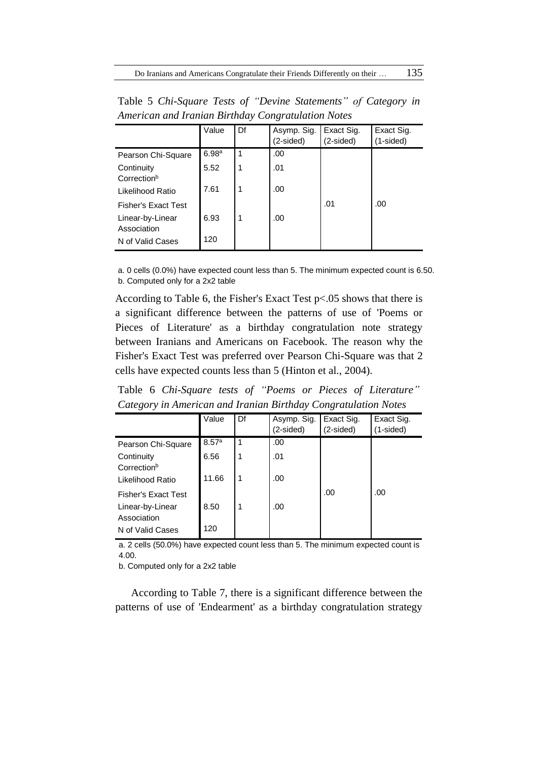Table 5 *Chi-Square Tests of "Devine Statements" of Category in American and Iranian Birthday Congratulation Notes*

| | Value | Df | Asymp. Sig. (2-sided) | Exact Sig. (2-sided) | Exact Sig. (1-sided) |
|---|---|---|---|---|---|
| Pearson Chi-Square | 6.98[a] | 1 | .00 | | |
| Continuity Correction[b] | 5.52 | 1 | .01 | | |
| Likelihood Ratio | 7.61 | 1 | .00 | | |
| Fisher's Exact Test | | | | .01 | .00 |
| Linear-by-Linear Association | 6.93 | 1 | .00 | | |
| N of Valid Cases | 120 | | | | |

a. 0 cells (0.0%) have expected count less than 5. The minimum expected count is 6.50.
b. Computed only for a 2x2 table

According to Table 6, the Fisher's Exact Test $p<.05$ shows that there is a significant difference between the patterns of use of 'Poems or Pieces of Literature' as a birthday congratulation note strategy between Iranians and Americans on Facebook. The reason why the Fisher's Exact Test was preferred over Pearson Chi-Square was that 2 cells have expected counts less than 5 (Hinton et al., 2004).

Table 6 *Chi-Square tests of "Poems or Pieces of Literature" Category in American and Iranian Birthday Congratulation Notes*

| | Value | Df | Asymp. Sig. (2-sided) | Exact Sig. (2-sided) | Exact Sig. (1-sided) |
|---|---|---|---|---|---|
| Pearson Chi-Square | 8.57[a] | 1 | .00 | | |
| Continuity Correction[b] | 6.56 | 1 | .01 | | |
| Likelihood Ratio | 11.66 | 1 | .00 | | |
| Fisher's Exact Test | | | | .00 | .00 |
| Linear-by-Linear Association | 8.50 | 1 | .00 | | |
| N of Valid Cases | 120 | | | | |

a. 2 cells (50.0%) have expected count less than 5. The minimum expected count is 4.00.
b. Computed only for a 2x2 table

According to Table 7, there is a significant difference between the patterns of use of 'Endearment' as a birthday congratulation strategy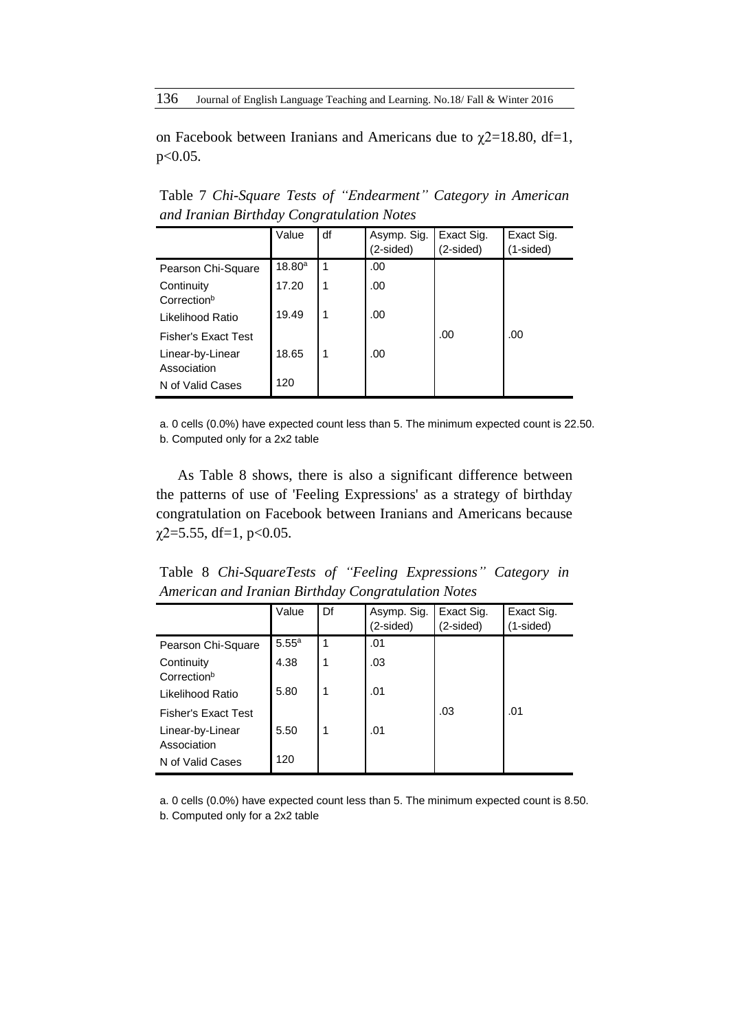on Facebook between Iranians and Americans due to $\chi 2=18.80$, df=1, $p<0.05$.

Table 7 *Chi-Square Tests of "Endearment" Category in American and Iranian Birthday Congratulation Notes*

| | Value | df | Asymp. Sig. (2-sided) | Exact Sig. (2-sided) | Exact Sig. (1-sided) |
|---|---|---|---|---|---|
| Pearson Chi-Square | 18.80[a] | 1 | .00 | | |
| Continuity Correction[b] | 17.20 | 1 | .00 | | |
| Likelihood Ratio | 19.49 | 1 | .00 | | |
| Fisher's Exact Test | | | | .00 | .00 |
| Linear-by-Linear Association | 18.65 | 1 | .00 | | |
| N of Valid Cases | 120 | | | | |

a. 0 cells (0.0%) have expected count less than 5. The minimum expected count is 22.50.
b. Computed only for a 2x2 table

As Table 8 shows, there is also a significant difference between the patterns of use of 'Feeling Expressions' as a strategy of birthday congratulation on Facebook between Iranians and Americans because $\chi 2=5.55$, df=1, $p<0.05$.

Table 8 *Chi-SquareTests of "Feeling Expressions" Category in American and Iranian Birthday Congratulation Notes*

| | Value | Df | Asymp. Sig. (2-sided) | Exact Sig. (2-sided) | Exact Sig. (1-sided) |
|---|---|---|---|---|---|
| Pearson Chi-Square | 5.55[a] | 1 | .01 | | |
| Continuity Correction[b] | 4.38 | 1 | .03 | | |
| Likelihood Ratio | 5.80 | 1 | .01 | | |
| Fisher's Exact Test | | | | .03 | .01 |
| Linear-by-Linear Association | 5.50 | 1 | .01 | | |
| N of Valid Cases | 120 | | | | |

a. 0 cells (0.0%) have expected count less than 5. The minimum expected count is 8.50.
b. Computed only for a 2x2 table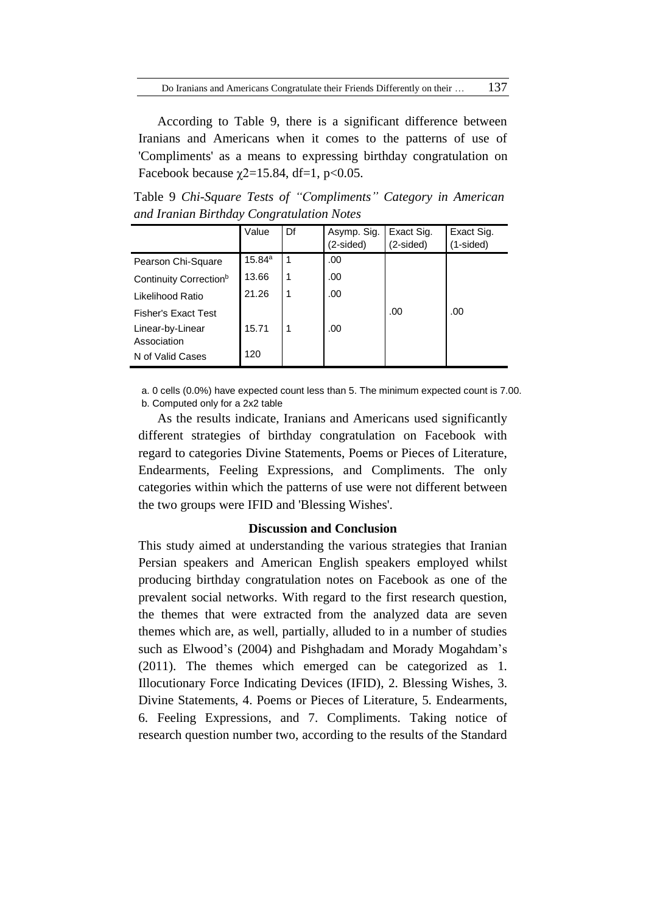According to Table 9, there is a significant difference between Iranians and Americans when it comes to the patterns of use of 'Compliments' as a means to expressing birthday congratulation on Facebook because $\chi 2=15.84$, df=1, $p<0.05$.

Table 9 *Chi-Square Tests of "Compliments" Category in American and Iranian Birthday Congratulation Notes*

| | Value | Df | Asymp. Sig. (2-sided) | Exact Sig. (2-sided) | Exact Sig. (1-sided) |
|---|---|---|---|---|---|
| Pearson Chi-Square | 15.84[a] | 1 | .00 | | |
| Continuity Correction[b] | 13.66 | 1 | .00 | | |
| Likelihood Ratio | 21.26 | 1 | .00 | | |
| Fisher's Exact Test | | | | .00 | .00 |
| Linear-by-Linear Association | 15.71 | 1 | .00 | | |
| N of Valid Cases | 120 | | | | |

a. 0 cells (0.0%) have expected count less than 5. The minimum expected count is 7.00.
b. Computed only for a 2x2 table

As the results indicate, Iranians and Americans used significantly different strategies of birthday congratulation on Facebook with regard to categories Divine Statements, Poems or Pieces of Literature, Endearments, Feeling Expressions, and Compliments. The only categories within which the patterns of use were not different between the two groups were IFID and 'Blessing Wishes'.

## Discussion and Conclusion

This study aimed at understanding the various strategies that Iranian Persian speakers and American English speakers employed whilst producing birthday congratulation notes on Facebook as one of the prevalent social networks. With regard to the first research question, the themes that were extracted from the analyzed data are seven themes which are, as well, partially, alluded to in a number of studies such as Elwood's (2004) and Pishghadam and Morady Mogahdam's (2011). The themes which emerged can be categorized as 1. Illocutionary Force Indicating Devices (IFID), 2. Blessing Wishes, 3. Divine Statements, 4. Poems or Pieces of Literature, 5. Endearments, 6. Feeling Expressions, and 7. Compliments. Taking notice of research question number two, according to the results of the Standard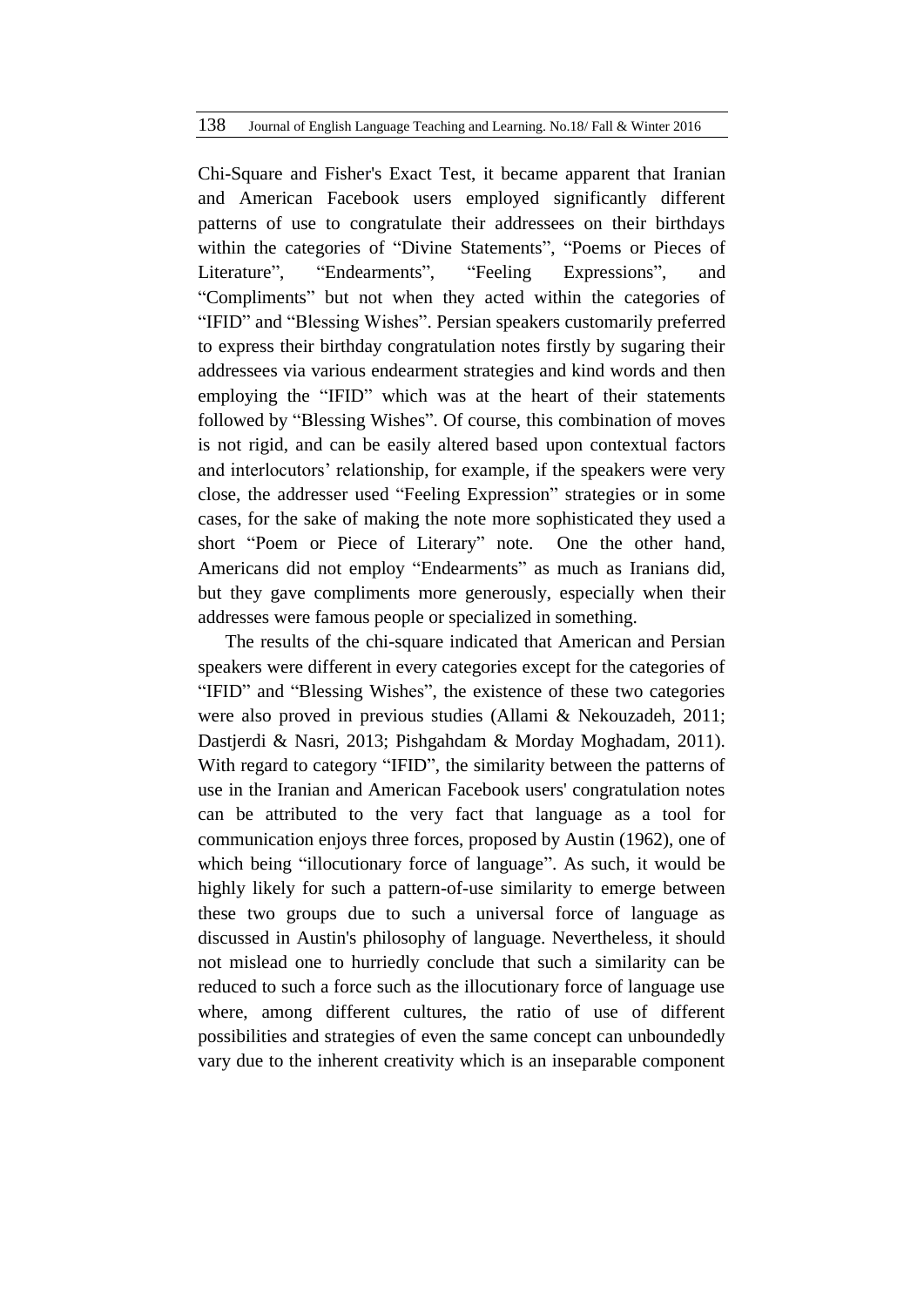Chi-Square and Fisher's Exact Test, it became apparent that Iranian and American Facebook users employed significantly different patterns of use to congratulate their addressees on their birthdays within the categories of “Divine Statements”, “Poems or Pieces of Literature”, “Endearments”, “Feeling Expressions”, and “Compliments” but not when they acted within the categories of “IFID” and “Blessing Wishes”. Persian speakers customarily preferred to express their birthday congratulation notes firstly by sugaring their addressees via various endearment strategies and kind words and then employing the “IFID” which was at the heart of their statements followed by “Blessing Wishes”. Of course, this combination of moves is not rigid, and can be easily altered based upon contextual factors and interlocutors’ relationship, for example, if the speakers were very close, the addresser used “Feeling Expression” strategies or in some cases, for the sake of making the note more sophisticated they used a short “Poem or Piece of Literary” note. One the other hand, Americans did not employ “Endearments” as much as Iranians did, but they gave compliments more generously, especially when their addresses were famous people or specialized in something.

The results of the chi-square indicated that American and Persian speakers were different in every categories except for the categories of “IFID” and “Blessing Wishes”, the existence of these two categories were also proved in previous studies (Allami & Nekouzadeh, 2011; Dastjerdi & Nasri, 2013; Pishgahdam & Morday Moghadam, 2011). With regard to category “IFID”, the similarity between the patterns of use in the Iranian and American Facebook users' congratulation notes can be attributed to the very fact that language as a tool for communication enjoys three forces, proposed by Austin (1962), one of which being “illocutionary force of language”. As such, it would be highly likely for such a pattern-of-use similarity to emerge between these two groups due to such a universal force of language as discussed in Austin's philosophy of language. Nevertheless, it should not mislead one to hurriedly conclude that such a similarity can be reduced to such a force such as the illocutionary force of language use where, among different cultures, the ratio of use of different possibilities and strategies of even the same concept can unboundedly vary due to the inherent creativity which is an inseparable component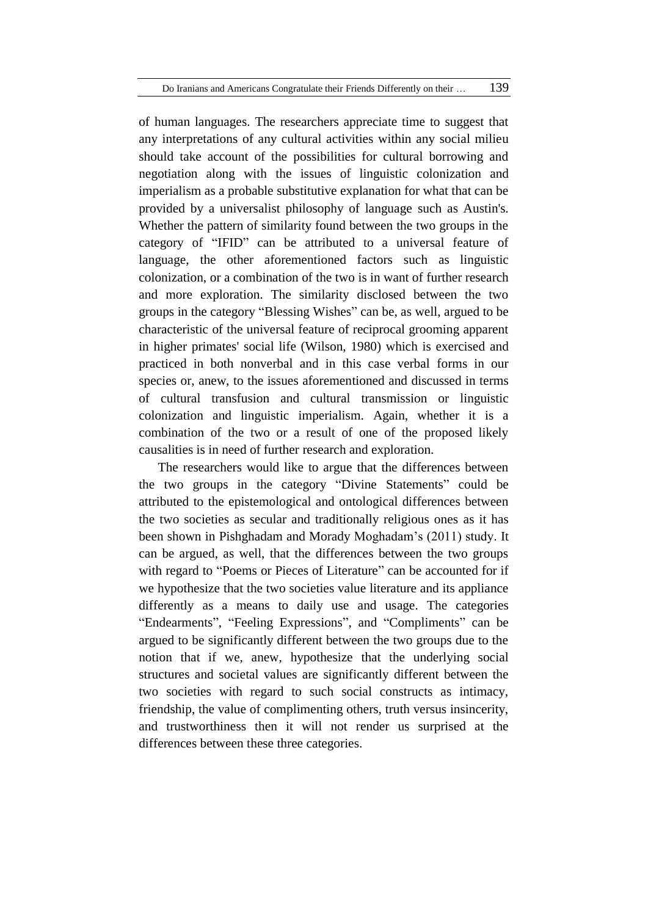of human languages. The researchers appreciate time to suggest that any interpretations of any cultural activities within any social milieu should take account of the possibilities for cultural borrowing and negotiation along with the issues of linguistic colonization and imperialism as a probable substitutive explanation for what that can be provided by a universalist philosophy of language such as Austin's. Whether the pattern of similarity found between the two groups in the category of "IFID" can be attributed to a universal feature of language, the other aforementioned factors such as linguistic colonization, or a combination of the two is in want of further research and more exploration. The similarity disclosed between the two groups in the category "Blessing Wishes" can be, as well, argued to be characteristic of the universal feature of reciprocal grooming apparent in higher primates' social life (Wilson, 1980) which is exercised and practiced in both nonverbal and in this case verbal forms in our species or, anew, to the issues aforementioned and discussed in terms of cultural transfusion and cultural transmission or linguistic colonization and linguistic imperialism. Again, whether it is a combination of the two or a result of one of the proposed likely causalities is in need of further research and exploration.

The researchers would like to argue that the differences between the two groups in the category "Divine Statements" could be attributed to the epistemological and ontological differences between the two societies as secular and traditionally religious ones as it has been shown in Pishghadam and Morady Moghadam's (2011) study. It can be argued, as well, that the differences between the two groups with regard to "Poems or Pieces of Literature" can be accounted for if we hypothesize that the two societies value literature and its appliance differently as a means to daily use and usage. The categories "Endearments", "Feeling Expressions", and "Compliments" can be argued to be significantly different between the two groups due to the notion that if we, anew, hypothesize that the underlying social structures and societal values are significantly different between the two societies with regard to such social constructs as intimacy, friendship, the value of complimenting others, truth versus insincerity, and trustworthiness then it will not render us surprised at the differences between these three categories.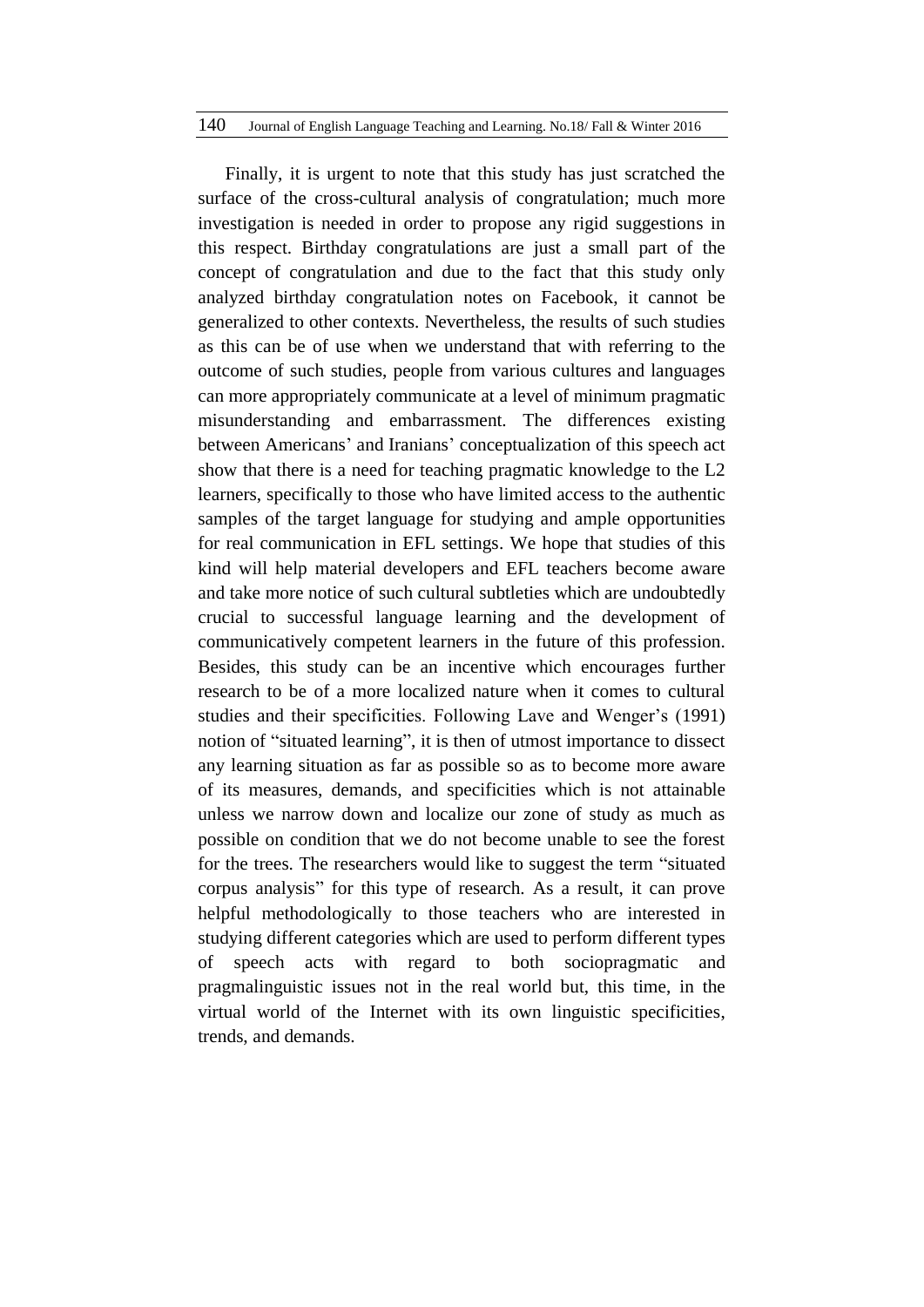Finally, it is urgent to note that this study has just scratched the surface of the cross-cultural analysis of congratulation; much more investigation is needed in order to propose any rigid suggestions in this respect. Birthday congratulations are just a small part of the concept of congratulation and due to the fact that this study only analyzed birthday congratulation notes on Facebook, it cannot be generalized to other contexts. Nevertheless, the results of such studies as this can be of use when we understand that with referring to the outcome of such studies, people from various cultures and languages can more appropriately communicate at a level of minimum pragmatic misunderstanding and embarrassment. The differences existing between Americans' and Iranians' conceptualization of this speech act show that there is a need for teaching pragmatic knowledge to the L2 learners, specifically to those who have limited access to the authentic samples of the target language for studying and ample opportunities for real communication in EFL settings. We hope that studies of this kind will help material developers and EFL teachers become aware and take more notice of such cultural subtleties which are undoubtedly crucial to successful language learning and the development of communicatively competent learners in the future of this profession. Besides, this study can be an incentive which encourages further research to be of a more localized nature when it comes to cultural studies and their specificities. Following Lave and Wenger's (1991) notion of "situated learning", it is then of utmost importance to dissect any learning situation as far as possible so as to become more aware of its measures, demands, and specificities which is not attainable unless we narrow down and localize our zone of study as much as possible on condition that we do not become unable to see the forest for the trees. The researchers would like to suggest the term "situated corpus analysis" for this type of research. As a result, it can prove helpful methodologically to those teachers who are interested in studying different categories which are used to perform different types of speech acts with regard to both sociopragmatic and pragmalinguistic issues not in the real world but, this time, in the virtual world of the Internet with its own linguistic specificities, trends, and demands.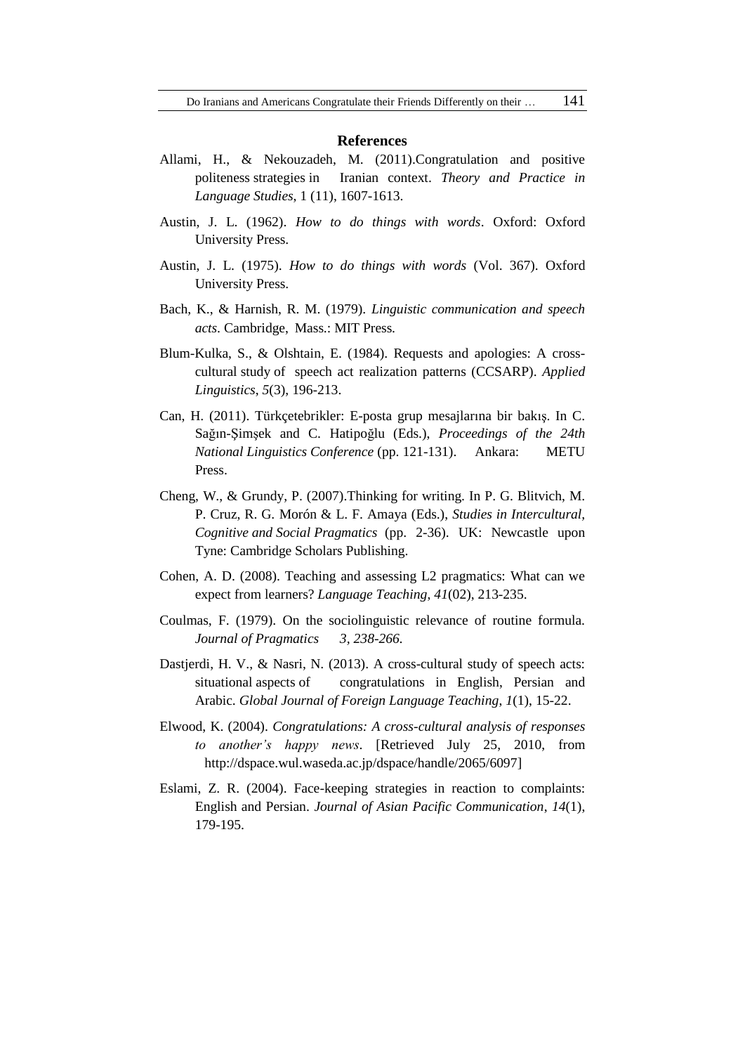## References

Allami, H., & Nekouzadeh, M. (2011).Congratulation and positive politeness strategies in Iranian context. *Theory and Practice in Language Studies*, 1 (11), 1607-1613.

Austin, J. L. (1962). *How to do things with words*. Oxford: Oxford University Press.

Austin, J. L. (1975). *How to do things with words* (Vol. 367). Oxford University Press.

Bach, K., & Harnish, R. M. (1979). *Linguistic communication and speech acts*. Cambridge, Mass.: MIT Press.

Blum-Kulka, S., & Olshtain, E. (1984). Requests and apologies: A cross-cultural study of speech act realization patterns (CCSARP). *Applied Linguistics*, *5*(3), 196-213.

Can, H. (2011). Türkçetebrikler: E-posta grup mesajlarına bir bakış. In C. Sağın-Şimşek and C. Hatipoğlu (Eds.), *Proceedings of the 24th National Linguistics Conference* (pp. 121-131). Ankara: METU Press.

Cheng, W., & Grundy, P. (2007).Thinking for writing. In P. G. Blitvich, M. P. Cruz, R. G. Morón & L. F. Amaya (Eds.), *Studies in Intercultural, Cognitive and Social Pragmatics* (pp. 2-36). UK: Newcastle upon Tyne: Cambridge Scholars Publishing.

Cohen, A. D. (2008). Teaching and assessing L2 pragmatics: What can we expect from learners? *Language Teaching*, *41*(02), 213-235.

Coulmas, F. (1979). On the sociolinguistic relevance of routine formula. *Journal of Pragmatics 3, 238-266.*

Dastjerdi, H. V., & Nasri, N. (2013). A cross-cultural study of speech acts: situational aspects of congratulations in English, Persian and Arabic. *Global Journal of Foreign Language Teaching*, *1*(1), 15-22.

Elwood, K. (2004). *Congratulations: A cross-cultural analysis of responses to another's happy news*. [Retrieved July 25, 2010, from http://dspace.wul.waseda.ac.jp/dspace/handle/2065/6097]

Eslami, Z. R. (2004). Face-keeping strategies in reaction to complaints: English and Persian. *Journal of Asian Pacific Communication*, *14*(1), 179-195.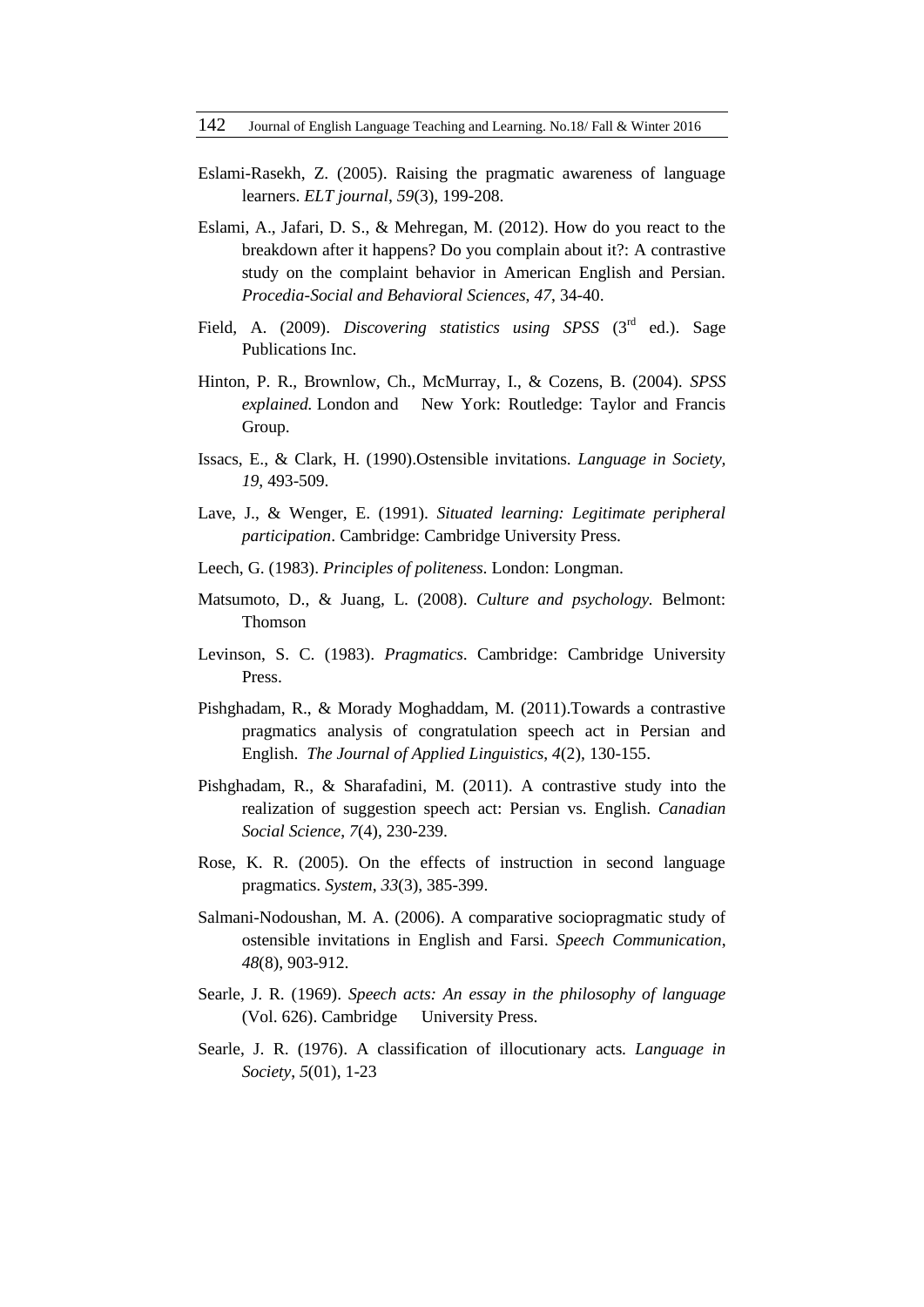Eslami-Rasekh, Z. (2005). Raising the pragmatic awareness of language learners. *ELT journal*, *59*(3), 199-208.

Eslami, A., Jafari, D. S., & Mehregan, M. (2012). How do you react to the breakdown after it happens? Do you complain about it?: A contrastive study on the complaint behavior in American English and Persian. *Procedia-Social and Behavioral Sciences*, *47*, 34-40.

Field, A. (2009). *Discovering statistics using SPSS* (3rd ed.). Sage Publications Inc.

Hinton, P. R., Brownlow, Ch., McMurray, I., & Cozens, B. (2004). *SPSS explained.* London and New York: Routledge: Taylor and Francis Group.

Issacs, E., & Clark, H. (1990).Ostensible invitations. *Language in Society, 19*, 493-509.

Lave, J., & Wenger, E. (1991). *Situated learning: Legitimate peripheral participation*. Cambridge: Cambridge University Press.

Leech, G. (1983). *Principles of politeness*. London: Longman.

Matsumoto, D., & Juang, L. (2008). *Culture and psychology.* Belmont: Thomson

Levinson, S. C. (1983). *Pragmatics*. Cambridge: Cambridge University Press.

Pishghadam, R., & Morady Moghaddam, M. (2011).Towards a contrastive pragmatics analysis of congratulation speech act in Persian and English. *The Journal of Applied Linguistics*, *4*(2), 130-155.

Pishghadam, R., & Sharafadini, M. (2011). A contrastive study into the realization of suggestion speech act: Persian vs. English. *Canadian Social Science*, *7*(4), 230-239.

Rose, K. R. (2005). On the effects of instruction in second language pragmatics. *System*, *33*(3), 385-399.

Salmani-Nodoushan, M. A. (2006). A comparative sociopragmatic study of ostensible invitations in English and Farsi. *Speech Communication*, *48*(8), 903-912.

Searle, J. R. (1969). *Speech acts: An essay in the philosophy of language* (Vol. 626). Cambridge University Press.

Searle, J. R. (1976). A classification of illocutionary acts. *Language in Society*, *5*(01), 1-23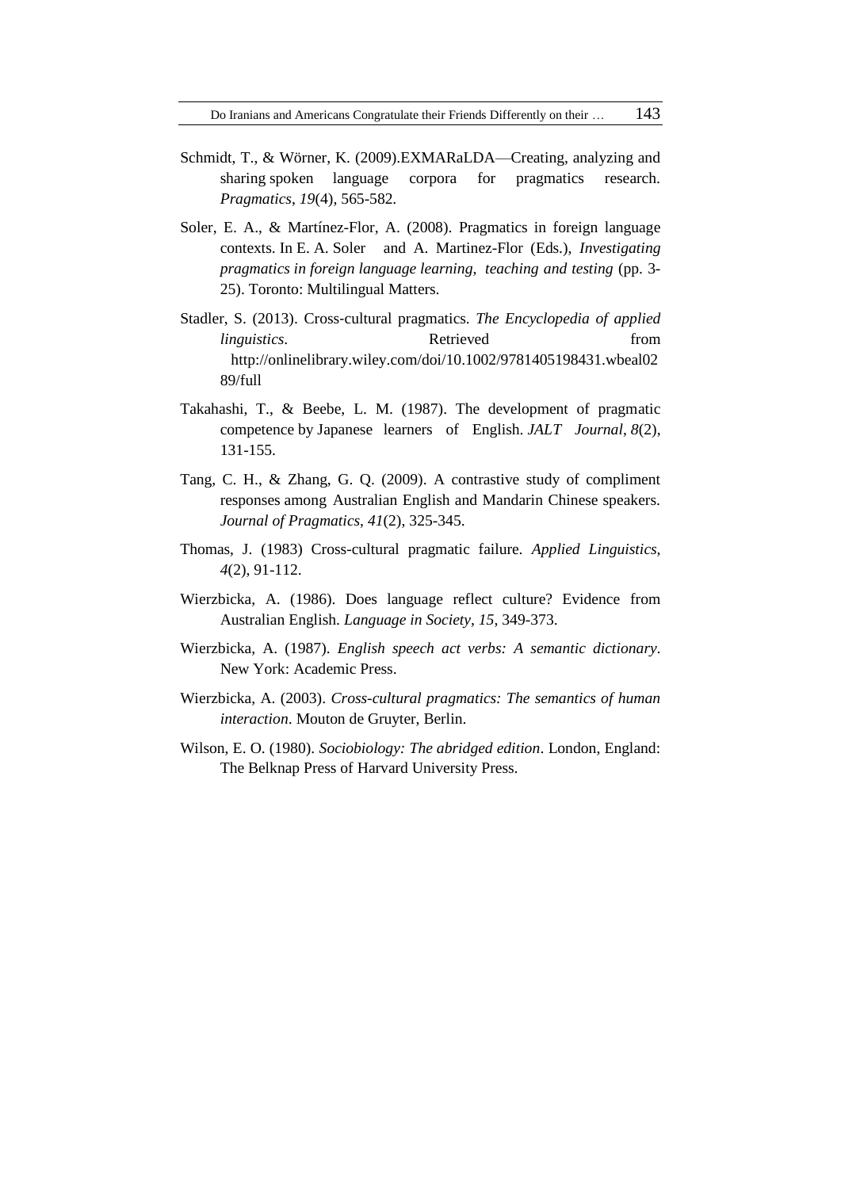Schmidt, T., & Wörner, K. (2009).EXMARaLDA—Creating, analyzing and sharing spoken language corpora for pragmatics research. *Pragmatics*, *19*(4), 565-582.

Soler, E. A., & Martínez-Flor, A. (2008). Pragmatics in foreign language contexts. In E. A. Soler and A. Martinez-Flor (Eds.), *Investigating pragmatics in foreign language learning, teaching and testing* (pp. 3-25). Toronto: Multilingual Matters.

Stadler, S. (2013). Cross-cultural pragmatics. *The Encyclopedia of applied linguistics*. Retrieved from http://onlinelibrary.wiley.com/doi/10.1002/9781405198431.wbeal0289/full

Takahashi, T., & Beebe, L. M. (1987). The development of pragmatic competence by Japanese learners of English. *JALT Journal*, *8*(2), 131-155.

Tang, C. H., & Zhang, G. Q. (2009). A contrastive study of compliment responses among Australian English and Mandarin Chinese speakers. *Journal of Pragmatics*, *41*(2), 325-345.

Thomas, J. (1983) Cross-cultural pragmatic failure. *Applied Linguistics*, *4*(2), 91-112.

Wierzbicka, A. (1986). Does language reflect culture? Evidence from Australian English. *Language in Society*, *15*, 349-373.

Wierzbicka, A. (1987). *English speech act verbs: A semantic dictionary*. New York: Academic Press.

Wierzbicka, A. (2003). *Cross-cultural pragmatics: The semantics of human interaction*. Mouton de Gruyter, Berlin.

Wilson, E. O. (1980). *Sociobiology: The abridged edition*. London, England: The Belknap Press of Harvard University Press.